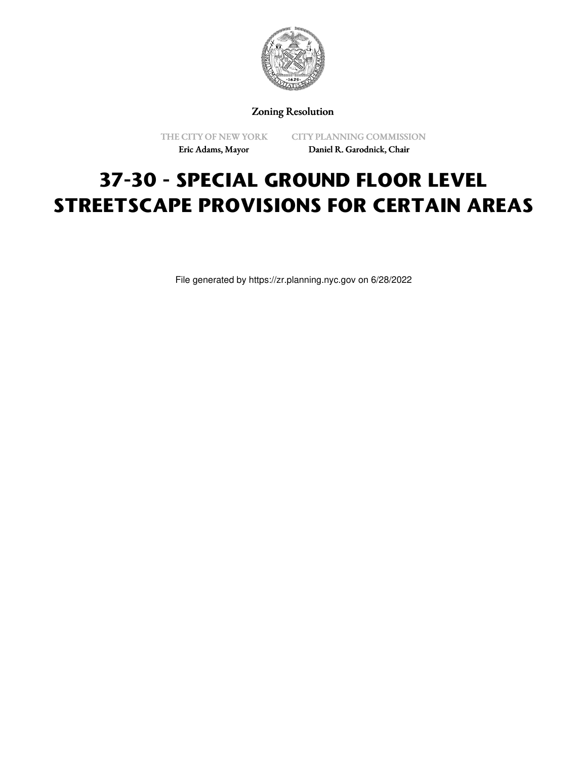Zoning Resolution

THE CITY OF NEW YORK
Eric Adams, Mayor

CITY PLANNING COMMISSION
Daniel R. Garodnick, Chair

# 37-30 - SPECIAL GROUND FLOOR LEVEL STREETSCAPE PROVISIONS FOR CERTAIN AREAS

File generated by https://zr.planning.nyc.gov on 6/28/2022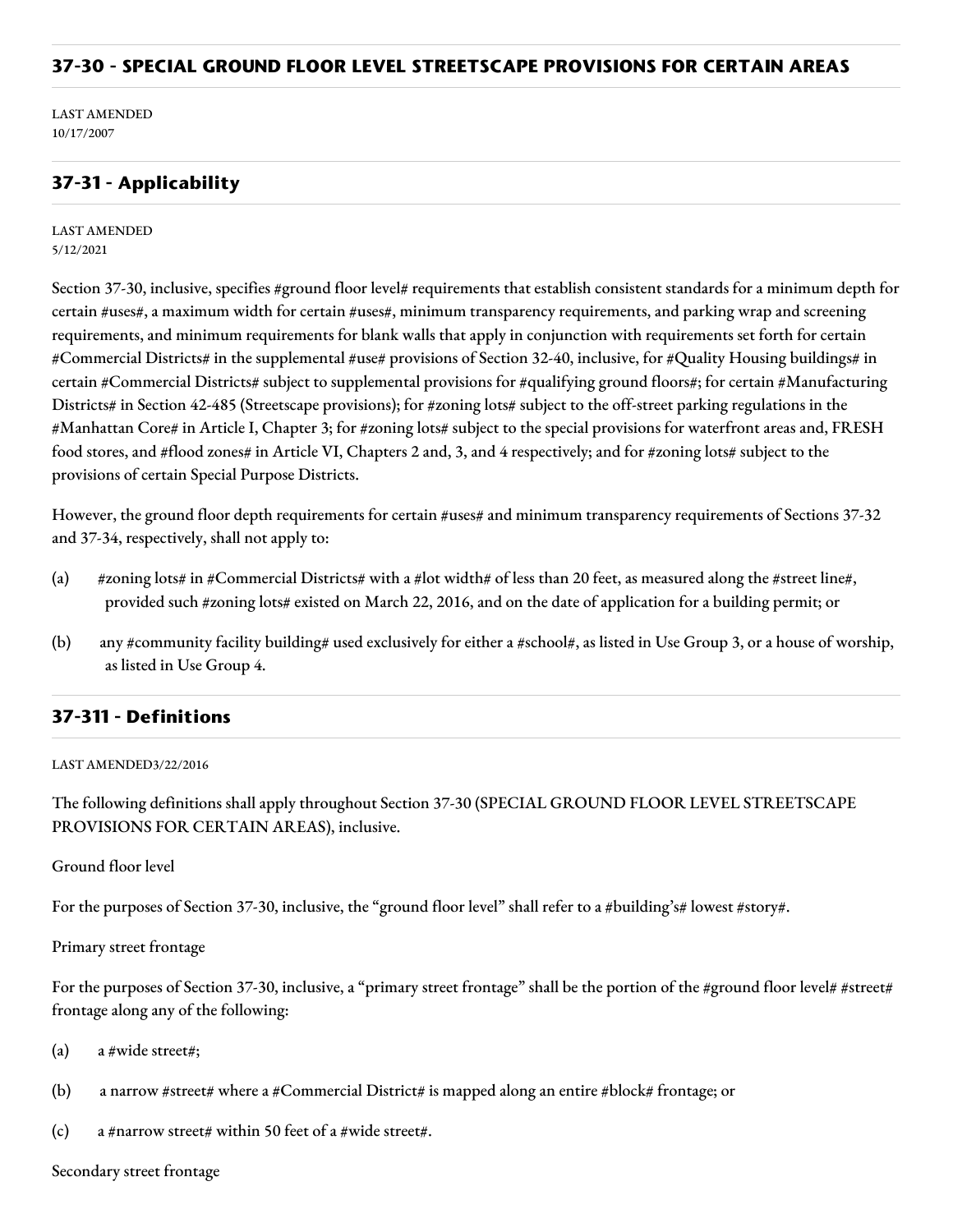## 37-30 - SPECIAL GROUND FLOOR LEVEL STREETSCAPE PROVISIONS FOR CERTAIN AREAS

LAST AMENDED
10/17/2007

### 37-31 - Applicability

LAST AMENDED
5/12/2021

Section 37-30, inclusive, specifies #ground floor level# requirements that establish consistent standards for a minimum depth for certain #uses#, a maximum width for certain #uses#, minimum transparency requirements, and parking wrap and screening requirements, and minimum requirements for blank walls that apply in conjunction with requirements set forth for certain #Commercial Districts# in the supplemental #use# provisions of Section 32-40, inclusive, for #Quality Housing buildings# in certain #Commercial Districts# subject to supplemental provisions for #qualifying ground floors#; for certain #Manufacturing Districts# in Section 42-485 (Streetscape provisions); for #zoning lots# subject to the off-street parking regulations in the #Manhattan Core# in Article I, Chapter 3; for #zoning lots# subject to the special provisions for waterfront areas and, FRESH food stores, and #flood zones# in Article VI, Chapters 2 and, 3, and 4 respectively; and for #zoning lots# subject to the provisions of certain Special Purpose Districts.

However, the ground floor depth requirements for certain #uses# and minimum transparency requirements of Sections 37-32 and 37-34, respectively, shall not apply to:

(a) #zoning lots# in #Commercial Districts# with a #lot width# of less than 20 feet, as measured along the #street line#, provided such #zoning lots# existed on March 22, 2016, and on the date of application for a building permit; or

(b) any #community facility building# used exclusively for either a #school#, as listed in Use Group 3, or a house of worship, as listed in Use Group 4.

### 37-311 - Definitions

LAST AMENDED3/22/2016

The following definitions shall apply throughout Section 37-30 (SPECIAL GROUND FLOOR LEVEL STREETSCAPE PROVISIONS FOR CERTAIN AREAS), inclusive.

Ground floor level

For the purposes of Section 37-30, inclusive, the "ground floor level" shall refer to a #building's# lowest #story#.

Primary street frontage

For the purposes of Section 37-30, inclusive, a "primary street frontage" shall be the portion of the #ground floor level# #street# frontage along any of the following:

(a) a #wide street#;

(b) a narrow #street# where a #Commercial District# is mapped along an entire #block# frontage; or

(c) a #narrow street# within 50 feet of a #wide street#.

Secondary street frontage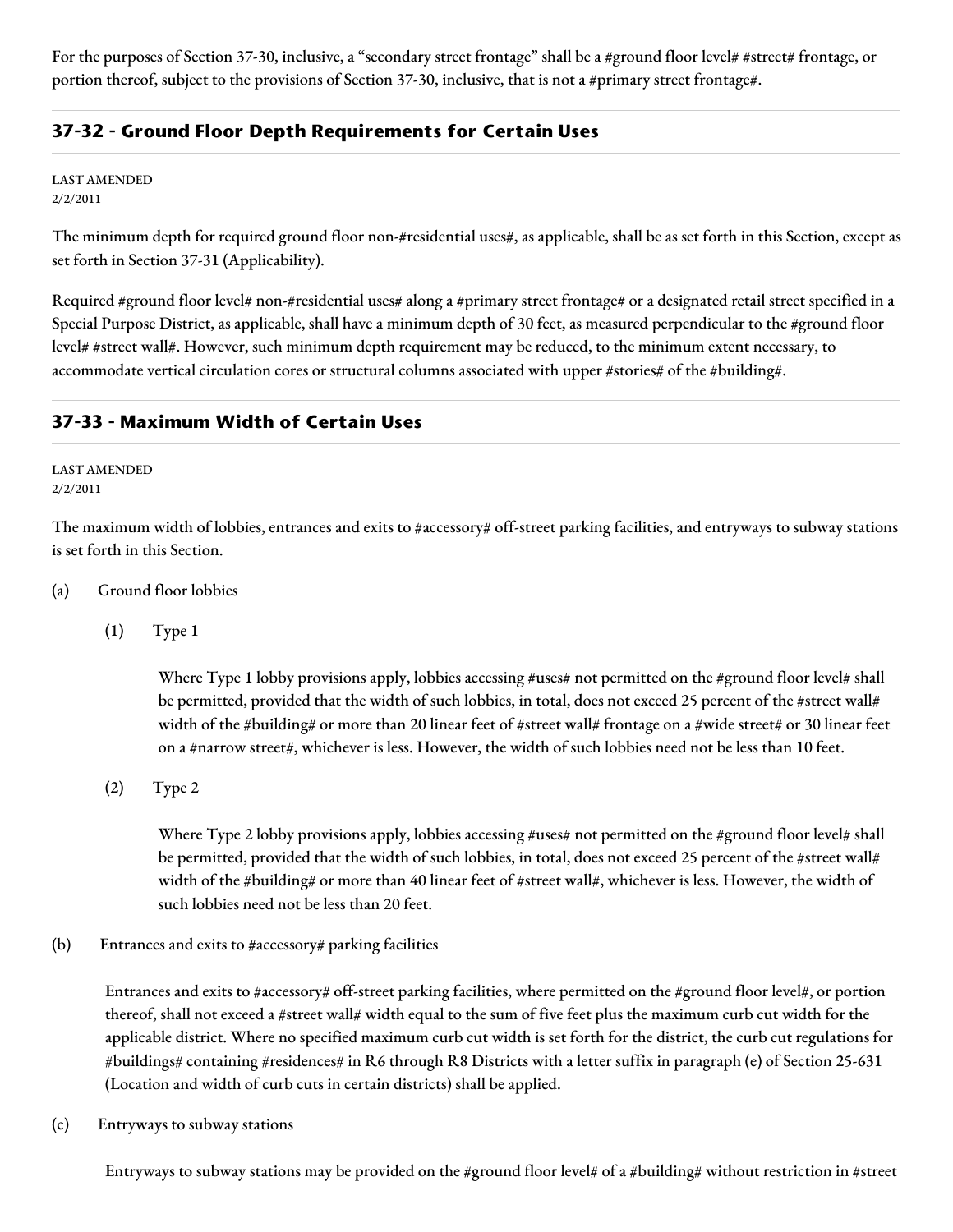For the purposes of Section 37-30, inclusive, a "secondary street frontage" shall be a #ground floor level# #street# frontage, or portion thereof, subject to the provisions of Section 37-30, inclusive, that is not a #primary street frontage#.

## 37-32 - Ground Floor Depth Requirements for Certain Uses

LAST AMENDED
2/2/2011

The minimum depth for required ground floor non-#residential uses#, as applicable, shall be as set forth in this Section, except as set forth in Section 37-31 (Applicability).

Required #ground floor level# non-#residential uses# along a #primary street frontage# or a designated retail street specified in a Special Purpose District, as applicable, shall have a minimum depth of 30 feet, as measured perpendicular to the #ground floor level# #street wall#. However, such minimum depth requirement may be reduced, to the minimum extent necessary, to accommodate vertical circulation cores or structural columns associated with upper #stories# of the #building#.

## 37-33 - Maximum Width of Certain Uses

LAST AMENDED
2/2/2011

The maximum width of lobbies, entrances and exits to #accessory# off-street parking facilities, and entryways to subway stations is set forth in this Section.

(a) Ground floor lobbies

(1) Type 1

Where Type 1 lobby provisions apply, lobbies accessing #uses# not permitted on the #ground floor level# shall be permitted, provided that the width of such lobbies, in total, does not exceed 25 percent of the #street wall# width of the #building# or more than 20 linear feet of #street wall# frontage on a #wide street# or 30 linear feet on a #narrow street#, whichever is less. However, the width of such lobbies need not be less than 10 feet.

(2) Type 2

Where Type 2 lobby provisions apply, lobbies accessing #uses# not permitted on the #ground floor level# shall be permitted, provided that the width of such lobbies, in total, does not exceed 25 percent of the #street wall# width of the #building# or more than 40 linear feet of #street wall#, whichever is less. However, the width of such lobbies need not be less than 20 feet.

(b) Entrances and exits to #accessory# parking facilities

Entrances and exits to #accessory# off-street parking facilities, where permitted on the #ground floor level#, or portion thereof, shall not exceed a #street wall# width equal to the sum of five feet plus the maximum curb cut width for the applicable district. Where no specified maximum curb cut width is set forth for the district, the curb cut regulations for #buildings# containing #residences# in R6 through R8 Districts with a letter suffix in paragraph (e) of Section 25-631 (Location and width of curb cuts in certain districts) shall be applied.

(c) Entryways to subway stations

Entryways to subway stations may be provided on the #ground floor level# of a #building# without restriction in #street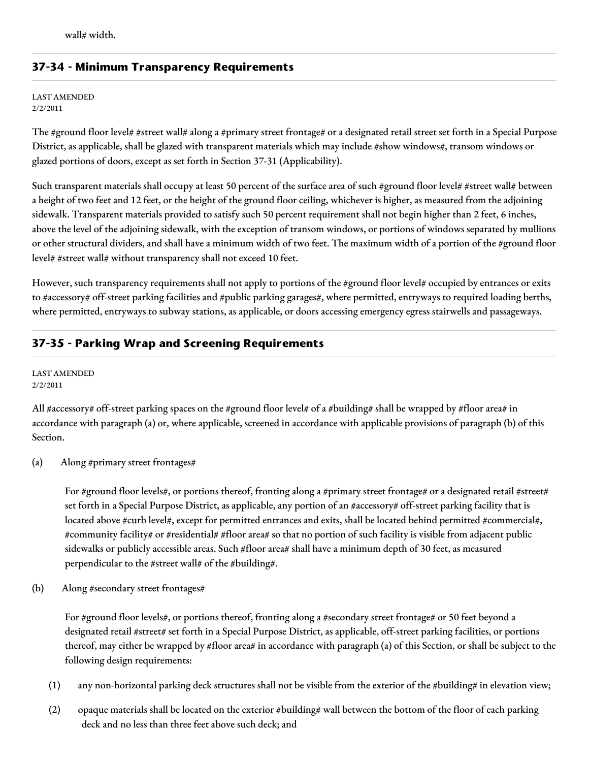wall# width.

## 37-34 - Minimum Transparency Requirements

LAST AMENDED
2/2/2011

The #ground floor level# #street wall# along a #primary street frontage# or a designated retail street set forth in a Special Purpose District, as applicable, shall be glazed with transparent materials which may include #show windows#, transom windows or glazed portions of doors, except as set forth in Section 37-31 (Applicability).

Such transparent materials shall occupy at least 50 percent of the surface area of such #ground floor level# #street wall# between a height of two feet and 12 feet, or the height of the ground floor ceiling, whichever is higher, as measured from the adjoining sidewalk. Transparent materials provided to satisfy such 50 percent requirement shall not begin higher than 2 feet, 6 inches, above the level of the adjoining sidewalk, with the exception of transom windows, or portions of windows separated by mullions or other structural dividers, and shall have a minimum width of two feet. The maximum width of a portion of the #ground floor level# #street wall# without transparency shall not exceed 10 feet.

However, such transparency requirements shall not apply to portions of the #ground floor level# occupied by entrances or exits to #accessory# off-street parking facilities and #public parking garages#, where permitted, entryways to required loading berths, where permitted, entryways to subway stations, as applicable, or doors accessing emergency egress stairwells and passageways.

## 37-35 - Parking Wrap and Screening Requirements

LAST AMENDED
2/2/2011

All #accessory# off-street parking spaces on the #ground floor level# of a #building# shall be wrapped by #floor area# in accordance with paragraph (a) or, where applicable, screened in accordance with applicable provisions of paragraph (b) of this Section.

(a) Along #primary street frontages#

For #ground floor levels#, or portions thereof, fronting along a #primary street frontage# or a designated retail #street# set forth in a Special Purpose District, as applicable, any portion of an #accessory# off-street parking facility that is located above #curb level#, except for permitted entrances and exits, shall be located behind permitted #commercial#, #community facility# or #residential# #floor area# so that no portion of such facility is visible from adjacent public sidewalks or publicly accessible areas. Such #floor area# shall have a minimum depth of 30 feet, as measured perpendicular to the #street wall# of the #building#.

(b) Along #secondary street frontages#

For #ground floor levels#, or portions thereof, fronting along a #secondary street frontage# or 50 feet beyond a designated retail #street# set forth in a Special Purpose District, as applicable, off-street parking facilities, or portions thereof, may either be wrapped by #floor area# in accordance with paragraph (a) of this Section, or shall be subject to the following design requirements:

(1) any non-horizontal parking deck structures shall not be visible from the exterior of the #building# in elevation view;

(2) opaque materials shall be located on the exterior #building# wall between the bottom of the floor of each parking deck and no less than three feet above such deck; and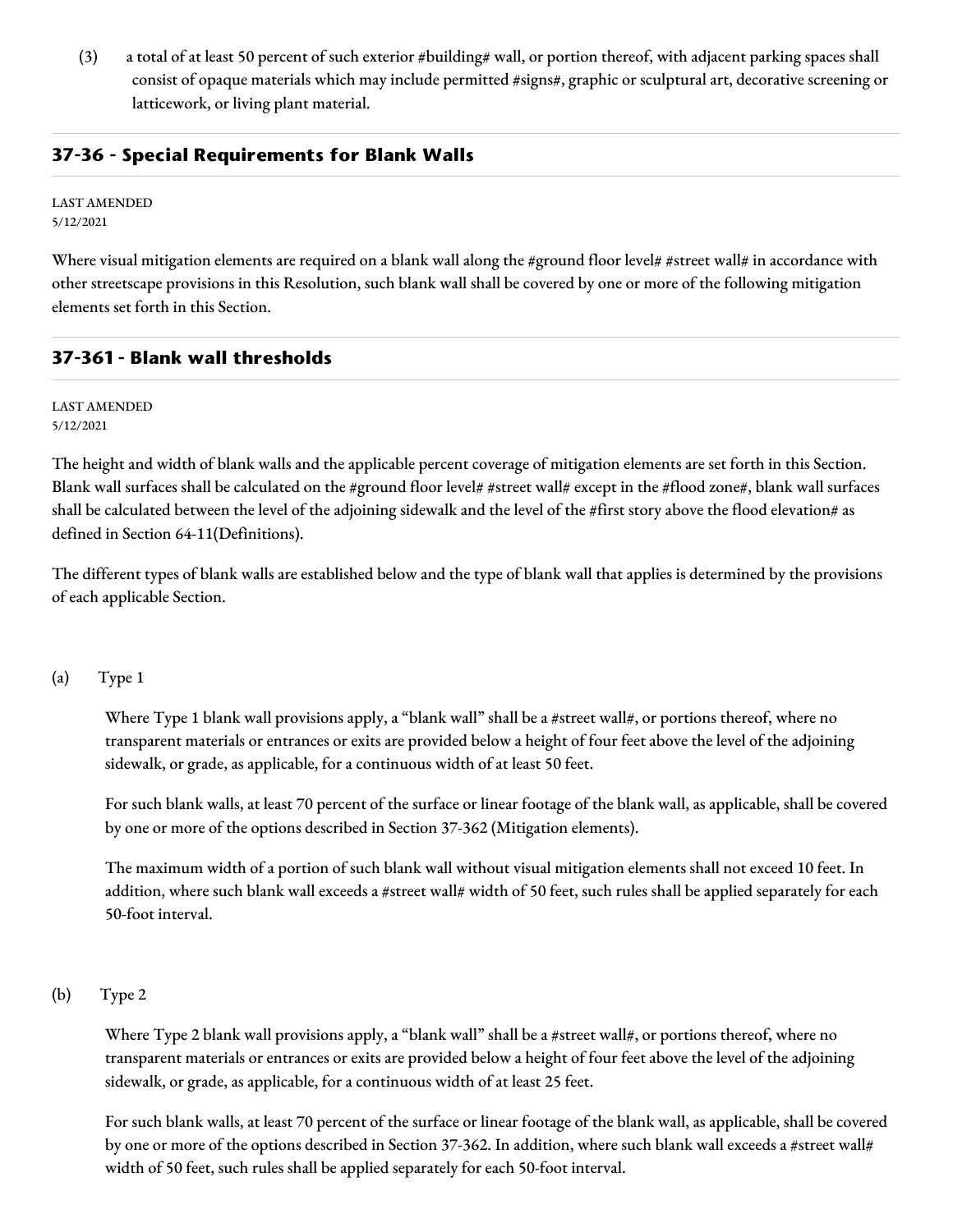(3) a total of at least 50 percent of such exterior #building# wall, or portion thereof, with adjacent parking spaces shall consist of opaque materials which may include permitted #signs#, graphic or sculptural art, decorative screening or latticework, or living plant material.

## 37-36 - Special Requirements for Blank Walls

LAST AMENDED
5/12/2021

Where visual mitigation elements are required on a blank wall along the #ground floor level# #street wall# in accordance with other streetscape provisions in this Resolution, such blank wall shall be covered by one or more of the following mitigation elements set forth in this Section.

## 37-361 - Blank wall thresholds

LAST AMENDED
5/12/2021

The height and width of blank walls and the applicable percent coverage of mitigation elements are set forth in this Section. Blank wall surfaces shall be calculated on the #ground floor level# #street wall# except in the #flood zone#, blank wall surfaces shall be calculated between the level of the adjoining sidewalk and the level of the #first story above the flood elevation# as defined in Section 64-11(Definitions).

The different types of blank walls are established below and the type of blank wall that applies is determined by the provisions of each applicable Section.

(a) Type 1

Where Type 1 blank wall provisions apply, a "blank wall" shall be a #street wall#, or portions thereof, where no transparent materials or entrances or exits are provided below a height of four feet above the level of the adjoining sidewalk, or grade, as applicable, for a continuous width of at least 50 feet.

For such blank walls, at least 70 percent of the surface or linear footage of the blank wall, as applicable, shall be covered by one or more of the options described in Section 37-362 (Mitigation elements).

The maximum width of a portion of such blank wall without visual mitigation elements shall not exceed 10 feet. In addition, where such blank wall exceeds a #street wall# width of 50 feet, such rules shall be applied separately for each 50-foot interval.

(b) Type 2

Where Type 2 blank wall provisions apply, a "blank wall" shall be a #street wall#, or portions thereof, where no transparent materials or entrances or exits are provided below a height of four feet above the level of the adjoining sidewalk, or grade, as applicable, for a continuous width of at least 25 feet.

For such blank walls, at least 70 percent of the surface or linear footage of the blank wall, as applicable, shall be covered by one or more of the options described in Section 37-362. In addition, where such blank wall exceeds a #street wall# width of 50 feet, such rules shall be applied separately for each 50-foot interval.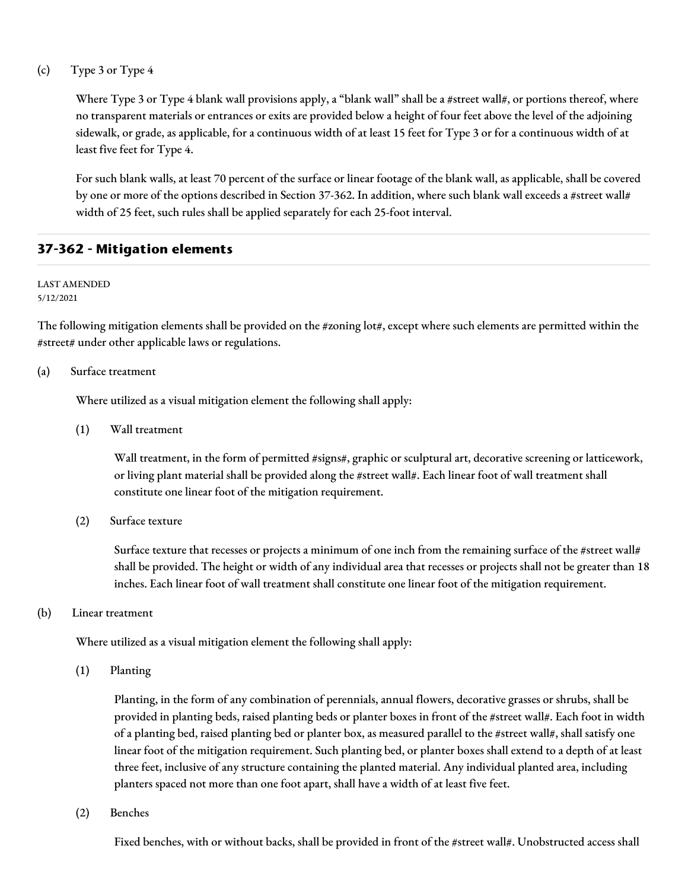(c) Type 3 or Type 4

Where Type 3 or Type 4 blank wall provisions apply, a "blank wall" shall be a #street wall#, or portions thereof, where no transparent materials or entrances or exits are provided below a height of four feet above the level of the adjoining sidewalk, or grade, as applicable, for a continuous width of at least 15 feet for Type 3 or for a continuous width of at least five feet for Type 4.

For such blank walls, at least 70 percent of the surface or linear footage of the blank wall, as applicable, shall be covered by one or more of the options described in Section 37-362. In addition, where such blank wall exceeds a #street wall# width of 25 feet, such rules shall be applied separately for each 25-foot interval.

## 37-362 - Mitigation elements

LAST AMENDED
5/12/2021

The following mitigation elements shall be provided on the #zoning lot#, except where such elements are permitted within the #street# under other applicable laws or regulations.

(a) Surface treatment

Where utilized as a visual mitigation element the following shall apply:

(1) Wall treatment

Wall treatment, in the form of permitted #signs#, graphic or sculptural art, decorative screening or latticework, or living plant material shall be provided along the #street wall#. Each linear foot of wall treatment shall constitute one linear foot of the mitigation requirement.

(2) Surface texture

Surface texture that recesses or projects a minimum of one inch from the remaining surface of the #street wall# shall be provided. The height or width of any individual area that recesses or projects shall not be greater than 18 inches. Each linear foot of wall treatment shall constitute one linear foot of the mitigation requirement.

(b) Linear treatment

Where utilized as a visual mitigation element the following shall apply:

(1) Planting

Planting, in the form of any combination of perennials, annual flowers, decorative grasses or shrubs, shall be provided in planting beds, raised planting beds or planter boxes in front of the #street wall#. Each foot in width of a planting bed, raised planting bed or planter box, as measured parallel to the #street wall#, shall satisfy one linear foot of the mitigation requirement. Such planting bed, or planter boxes shall extend to a depth of at least three feet, inclusive of any structure containing the planted material. Any individual planted area, including planters spaced not more than one foot apart, shall have a width of at least five feet.

(2) Benches

Fixed benches, with or without backs, shall be provided in front of the #street wall#. Unobstructed access shall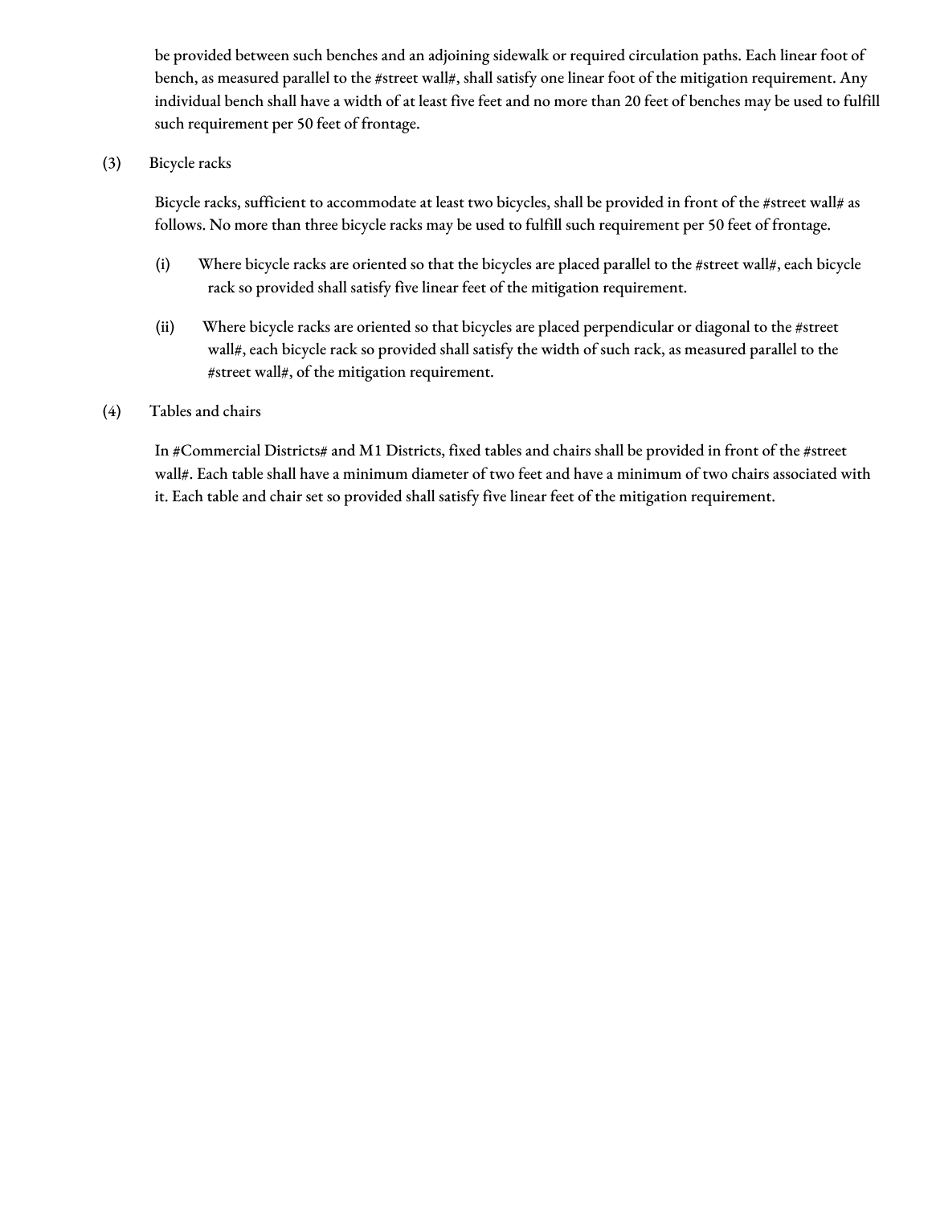be provided between such benches and an adjoining sidewalk or required circulation paths. Each linear foot of bench, as measured parallel to the #street wall#, shall satisfy one linear foot of the mitigation requirement. Any individual bench shall have a width of at least five feet and no more than 20 feet of benches may be used to fulfill such requirement per 50 feet of frontage.

(3) Bicycle racks

Bicycle racks, sufficient to accommodate at least two bicycles, shall be provided in front of the #street wall# as follows. No more than three bicycle racks may be used to fulfill such requirement per 50 feet of frontage.

(i) Where bicycle racks are oriented so that the bicycles are placed parallel to the #street wall#, each bicycle rack so provided shall satisfy five linear feet of the mitigation requirement.

(ii) Where bicycle racks are oriented so that bicycles are placed perpendicular or diagonal to the #street wall#, each bicycle rack so provided shall satisfy the width of such rack, as measured parallel to the #street wall#, of the mitigation requirement.

(4) Tables and chairs

In #Commercial Districts# and M1 Districts, fixed tables and chairs shall be provided in front of the #street wall#. Each table shall have a minimum diameter of two feet and have a minimum of two chairs associated with it. Each table and chair set so provided shall satisfy five linear feet of the mitigation requirement.